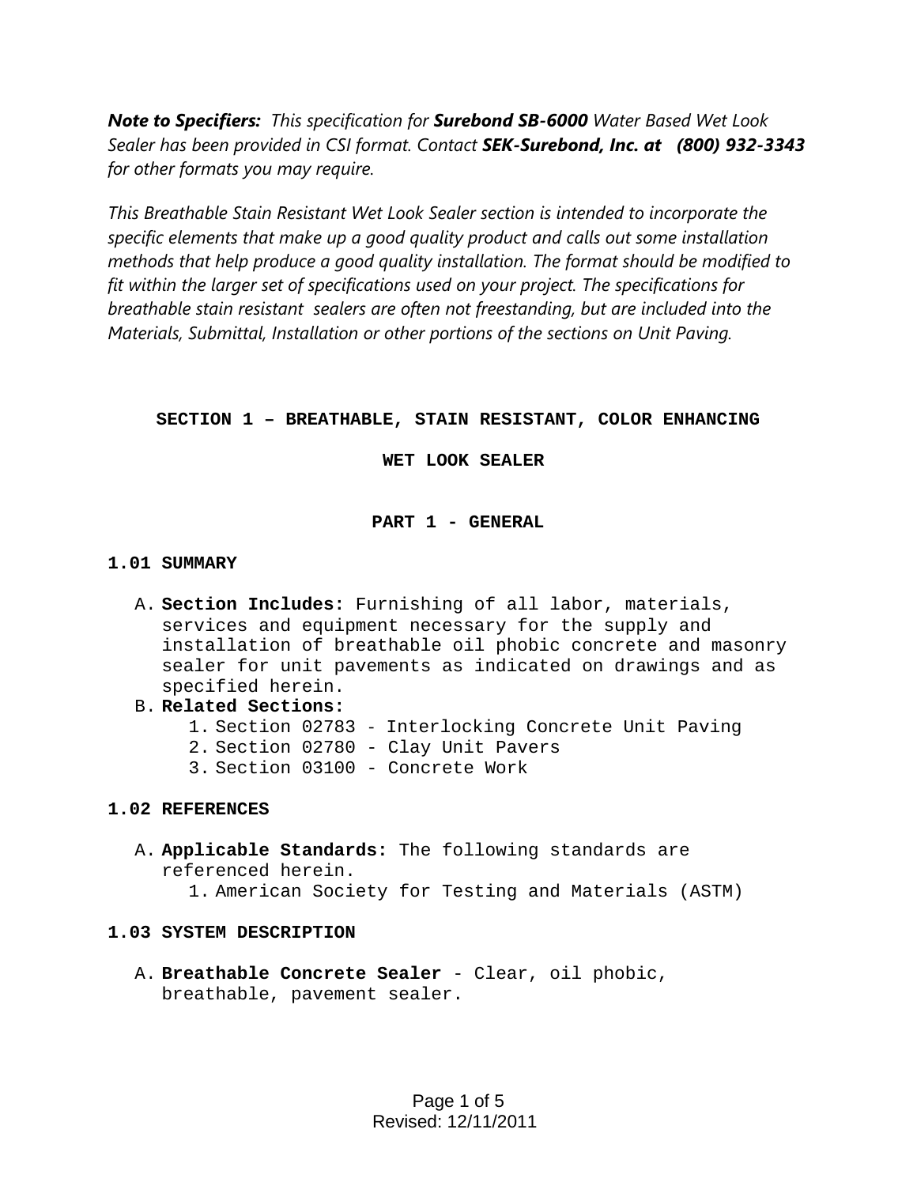***Note to Specifiers:*** *This specification for **Surebond SB-6000** Water Based Wet Look Sealer has been provided in CSI format. Contact **SEK-Surebond, Inc. at (800) 932-3343** for other formats you may require.*

*This Breathable Stain Resistant Wet Look Sealer section is intended to incorporate the specific elements that make up a good quality product and calls out some installation methods that help produce a good quality installation. The format should be modified to fit within the larger set of specifications used on your project. The specifications for breathable stain resistant sealers are often not freestanding, but are included into the Materials, Submittal, Installation or other portions of the sections on Unit Paving.*

# SECTION 1 – BREATHABLE, STAIN RESISTANT, COLOR ENHANCING WET LOOK SEALER

## PART 1 - GENERAL

### 1.01 SUMMARY

A. **Section Includes:** Furnishing of all labor, materials, services and equipment necessary for the supply and installation of breathable oil phobic concrete and masonry sealer for unit pavements as indicated on drawings and as specified herein.

B. **Related Sections:**
   1. Section 02783 - Interlocking Concrete Unit Paving
   2. Section 02780 - Clay Unit Pavers
   3. Section 03100 - Concrete Work

### 1.02 REFERENCES

A. **Applicable Standards:** The following standards are referenced herein.
   1. American Society for Testing and Materials (ASTM)

### 1.03 SYSTEM DESCRIPTION

A. **Breathable Concrete Sealer** - Clear, oil phobic, breathable, pavement sealer.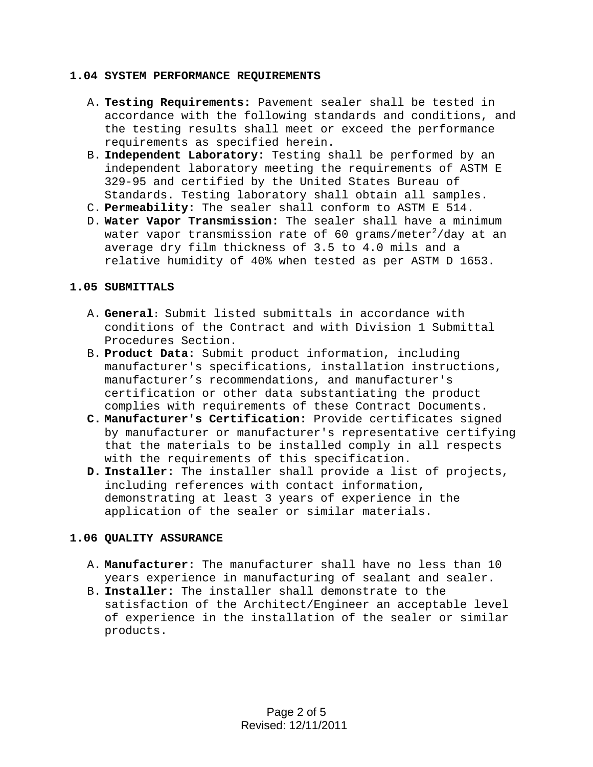### 1.04 SYSTEM PERFORMANCE REQUIREMENTS

A. **Testing Requirements:** Pavement sealer shall be tested in accordance with the following standards and conditions, and the testing results shall meet or exceed the performance requirements as specified herein.

B. **Independent Laboratory:** Testing shall be performed by an independent laboratory meeting the requirements of ASTM E 329-95 and certified by the United States Bureau of Standards. Testing laboratory shall obtain all samples.

C. **Permeability:** The sealer shall conform to ASTM E 514.

D. **Water Vapor Transmission:** The sealer shall have a minimum water vapor transmission rate of 60 grams/meter$^2$/day at an average dry film thickness of 3.5 to 4.0 mils and a relative humidity of 40% when tested as per ASTM D 1653.

### 1.05 SUBMITTALS

A. **General**: Submit listed submittals in accordance with conditions of the Contract and with Division 1 Submittal Procedures Section.

B. **Product Data:** Submit product information, including manufacturer's specifications, installation instructions, manufacturer's recommendations, and manufacturer's certification or other data substantiating the product complies with requirements of these Contract Documents.

**C. Manufacturer's Certification:** Provide certificates signed by manufacturer or manufacturer's representative certifying that the materials to be installed comply in all respects with the requirements of this specification.

**D. Installer:** The installer shall provide a list of projects, including references with contact information, demonstrating at least 3 years of experience in the application of the sealer or similar materials.

### 1.06 QUALITY ASSURANCE

A. **Manufacturer:** The manufacturer shall have no less than 10 years experience in manufacturing of sealant and sealer.

B. **Installer:** The installer shall demonstrate to the satisfaction of the Architect/Engineer an acceptable level of experience in the installation of the sealer or similar products.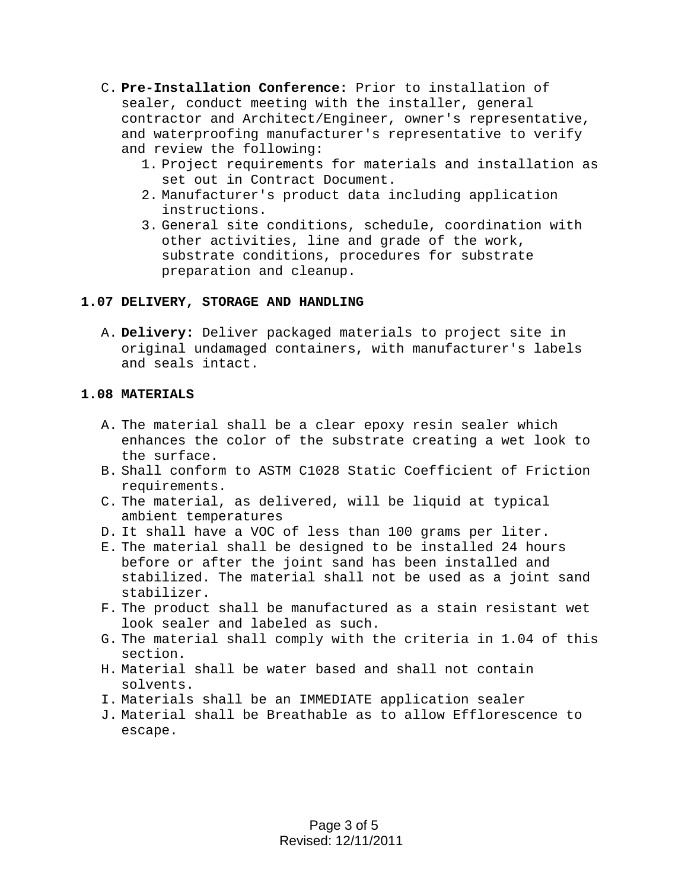C. **Pre-Installation Conference:** Prior to installation of sealer, conduct meeting with the installer, general contractor and Architect/Engineer, owner's representative, and waterproofing manufacturer's representative to verify and review the following:
   1. Project requirements for materials and installation as set out in Contract Document.
   2. Manufacturer's product data including application instructions.
   3. General site conditions, schedule, coordination with other activities, line and grade of the work, substrate conditions, procedures for substrate preparation and cleanup.

## 1.07 DELIVERY, STORAGE AND HANDLING

A. **Delivery:** Deliver packaged materials to project site in original undamaged containers, with manufacturer's labels and seals intact.

## 1.08 MATERIALS

A. The material shall be a clear epoxy resin sealer which enhances the color of the substrate creating a wet look to the surface.
B. Shall conform to ASTM C1028 Static Coefficient of Friction requirements.
C. The material, as delivered, will be liquid at typical ambient temperatures
D. It shall have a VOC of less than 100 grams per liter.
E. The material shall be designed to be installed 24 hours before or after the joint sand has been installed and stabilized. The material shall not be used as a joint sand stabilizer.
F. The product shall be manufactured as a stain resistant wet look sealer and labeled as such.
G. The material shall comply with the criteria in 1.04 of this section.
H. Material shall be water based and shall not contain solvents.
I. Materials shall be an IMMEDIATE application sealer
J. Material shall be Breathable as to allow Efflorescence to escape.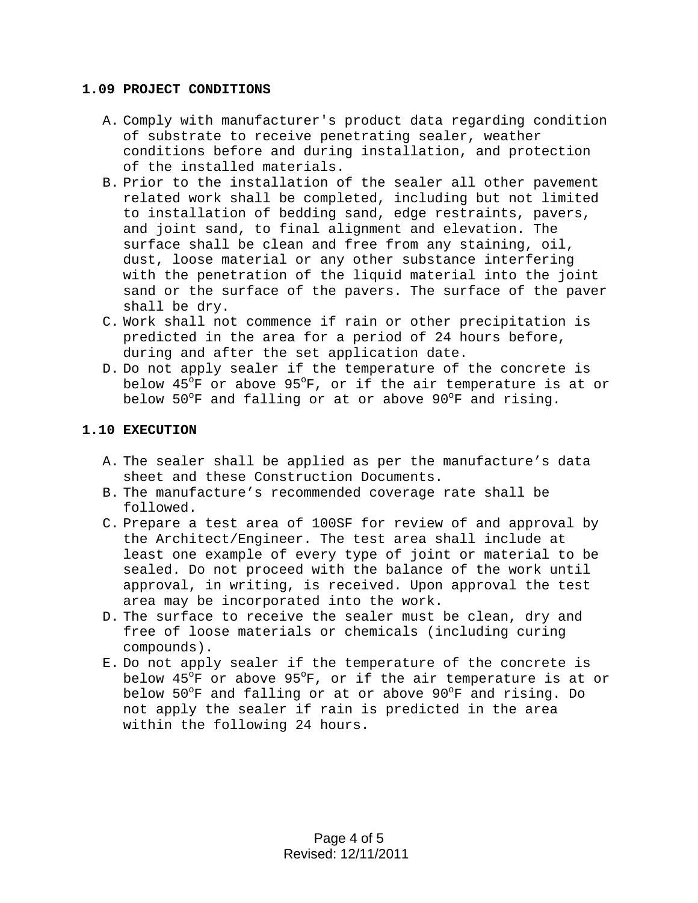## 1.09 PROJECT CONDITIONS

A. Comply with manufacturer's product data regarding condition of substrate to receive penetrating sealer, weather conditions before and during installation, and protection of the installed materials.
B. Prior to the installation of the sealer all other pavement related work shall be completed, including but not limited to installation of bedding sand, edge restraints, pavers, and joint sand, to final alignment and elevation. The surface shall be clean and free from any staining, oil, dust, loose material or any other substance interfering with the penetration of the liquid material into the joint sand or the surface of the pavers. The surface of the paver shall be dry.
C. Work shall not commence if rain or other precipitation is predicted in the area for a period of 24 hours before, during and after the set application date.
D. Do not apply sealer if the temperature of the concrete is below 45$^{o}$F or above 95$^{o}$F, or if the air temperature is at or below 50$^{o}$F and falling or at or above 90$^{o}$F and rising.

## 1.10 EXECUTION

A. The sealer shall be applied as per the manufacture’s data sheet and these Construction Documents.
B. The manufacture’s recommended coverage rate shall be followed.
C. Prepare a test area of 100SF for review of and approval by the Architect/Engineer. The test area shall include at least one example of every type of joint or material to be sealed. Do not proceed with the balance of the work until approval, in writing, is received. Upon approval the test area may be incorporated into the work.
D. The surface to receive the sealer must be clean, dry and free of loose materials or chemicals (including curing compounds).
E. Do not apply sealer if the temperature of the concrete is below 45$^{o}$F or above 95$^{o}$F, or if the air temperature is at or below 50$^{o}$F and falling or at or above 90$^{o}$F and rising. Do not apply the sealer if rain is predicted in the area within the following 24 hours.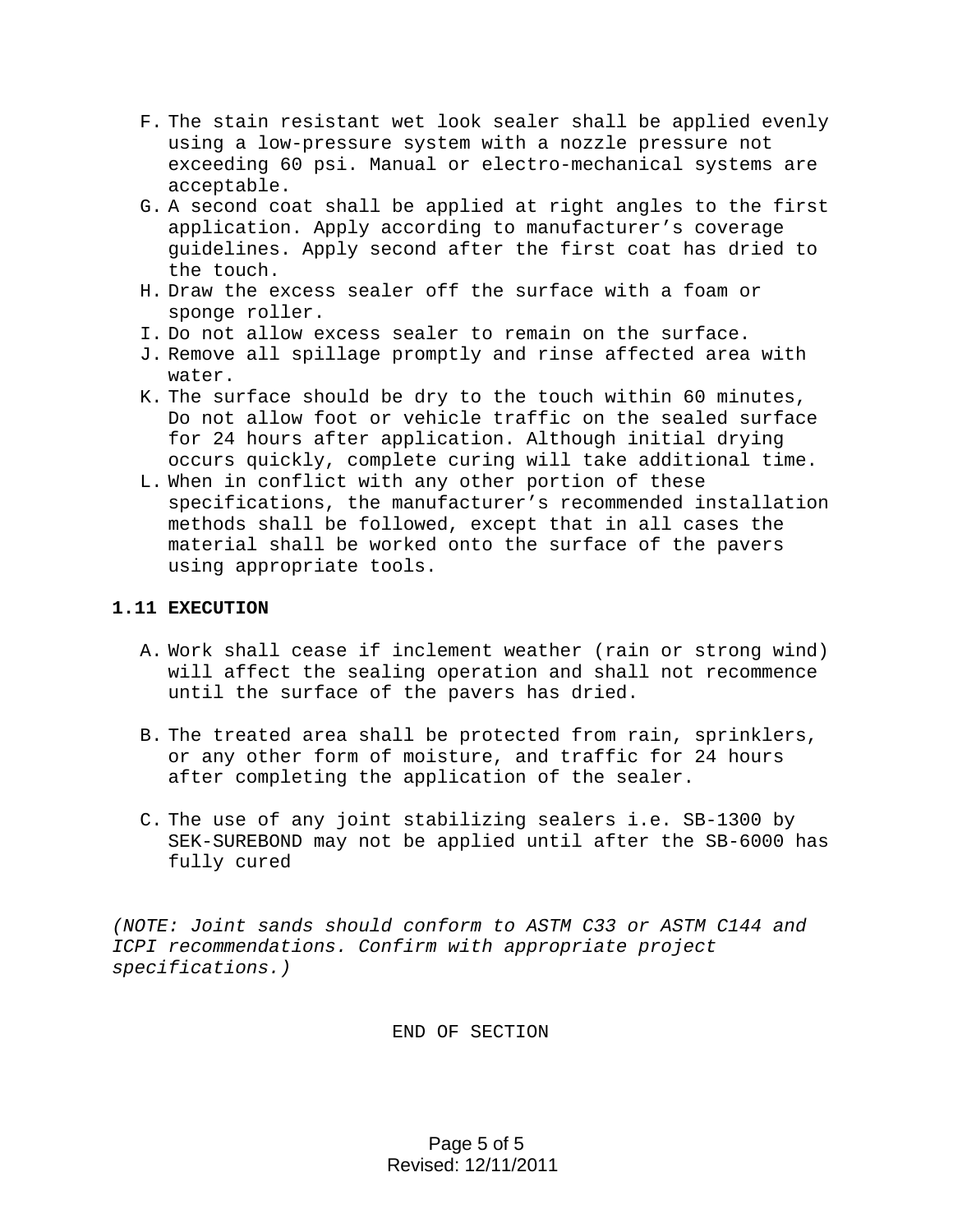F. The stain resistant wet look sealer shall be applied evenly using a low-pressure system with a nozzle pressure not exceeding 60 psi. Manual or electro-mechanical systems are acceptable.
G. A second coat shall be applied at right angles to the first application. Apply according to manufacturer's coverage guidelines. Apply second after the first coat has dried to the touch.
H. Draw the excess sealer off the surface with a foam or sponge roller.
I. Do not allow excess sealer to remain on the surface.
J. Remove all spillage promptly and rinse affected area with water.
K. The surface should be dry to the touch within 60 minutes, Do not allow foot or vehicle traffic on the sealed surface for 24 hours after application. Although initial drying occurs quickly, complete curing will take additional time.
L. When in conflict with any other portion of these specifications, the manufacturer's recommended installation methods shall be followed, except that in all cases the material shall be worked onto the surface of the pavers using appropriate tools.

**1.11 EXECUTION**

A. Work shall cease if inclement weather (rain or strong wind) will affect the sealing operation and shall not recommence until the surface of the pavers has dried.

B. The treated area shall be protected from rain, sprinklers, or any other form of moisture, and traffic for 24 hours after completing the application of the sealer.

C. The use of any joint stabilizing sealers i.e. SB-1300 by SEK-SUREBOND may not be applied until after the SB-6000 has fully cured

*(NOTE: Joint sands should conform to ASTM C33 or ASTM C144 and ICPI recommendations. Confirm with appropriate project specifications.)*

END OF SECTION

Revised: 12/11/2011